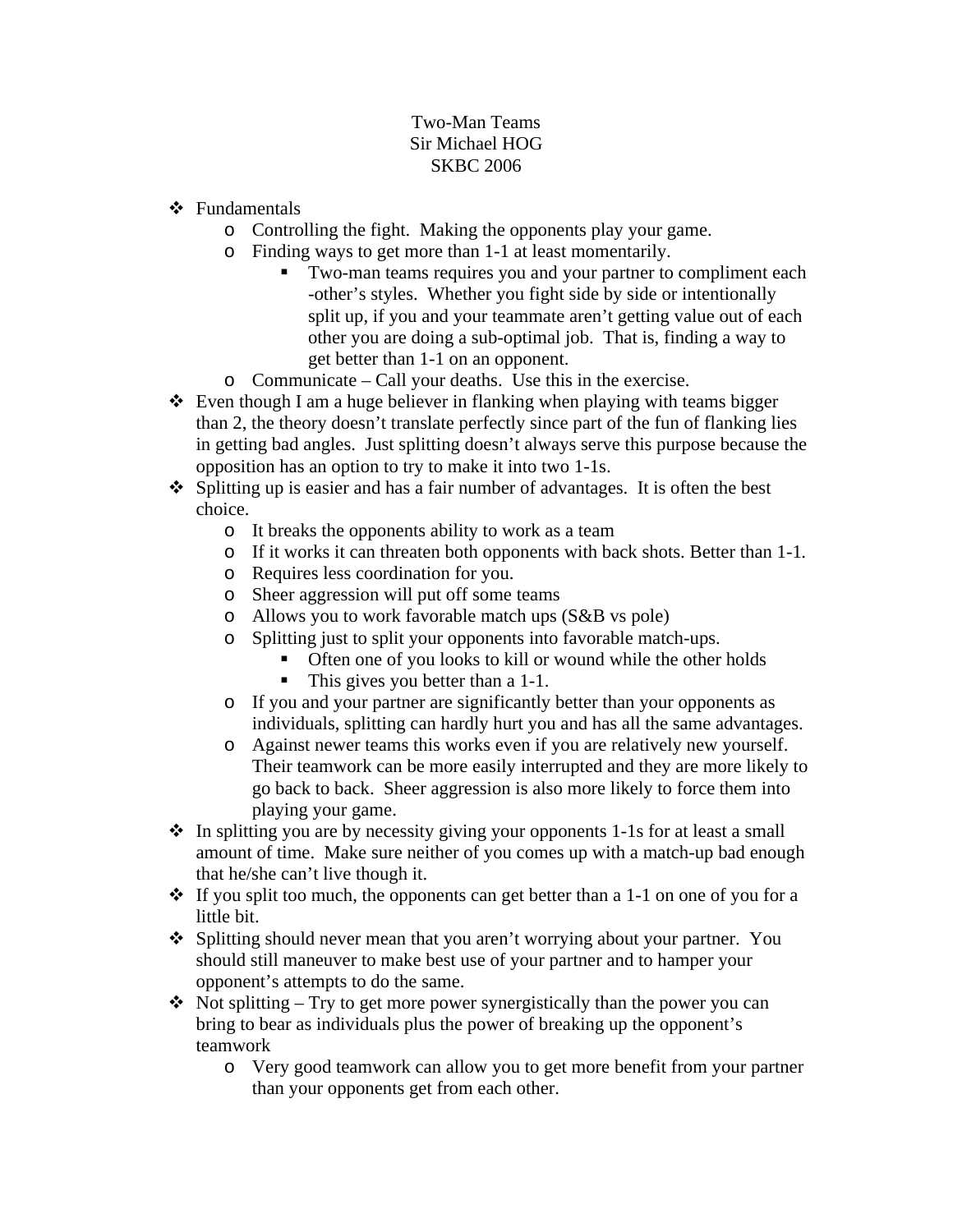Two-Man Teams
Sir Michael HOG
SKBC 2006

- Fundamentals
  - Controlling the fight. Making the opponents play your game.
  - Finding ways to get more than 1-1 at least momentarily.
    - Two-man teams requires you and your partner to compliment each -other's styles. Whether you fight side by side or intentionally split up, if you and your teammate aren't getting value out of each other you are doing a sub-optimal job. That is, finding a way to get better than 1-1 on an opponent.
  - Communicate – Call your deaths. Use this in the exercise.
- Even though I am a huge believer in flanking when playing with teams bigger than 2, the theory doesn't translate perfectly since part of the fun of flanking lies in getting bad angles. Just splitting doesn't always serve this purpose because the opposition has an option to try to make it into two 1-1s.
- Splitting up is easier and has a fair number of advantages. It is often the best choice.
  - It breaks the opponents ability to work as a team
  - If it works it can threaten both opponents with back shots. Better than 1-1.
  - Requires less coordination for you.
  - Sheer aggression will put off some teams
  - Allows you to work favorable match ups (S&B vs pole)
  - Splitting just to split your opponents into favorable match-ups.
    - Often one of you looks to kill or wound while the other holds
    - This gives you better than a 1-1.
  - If you and your partner are significantly better than your opponents as individuals, splitting can hardly hurt you and has all the same advantages.
  - Against newer teams this works even if you are relatively new yourself. Their teamwork can be more easily interrupted and they are more likely to go back to back. Sheer aggression is also more likely to force them into playing your game.
- In splitting you are by necessity giving your opponents 1-1s for at least a small amount of time. Make sure neither of you comes up with a match-up bad enough that he/she can't live though it.
- If you split too much, the opponents can get better than a 1-1 on one of you for a little bit.
- Splitting should never mean that you aren't worrying about your partner. You should still maneuver to make best use of your partner and to hamper your opponent's attempts to do the same.
- Not splitting – Try to get more power synergistically than the power you can bring to bear as individuals plus the power of breaking up the opponent's teamwork
  - Very good teamwork can allow you to get more benefit from your partner than your opponents get from each other.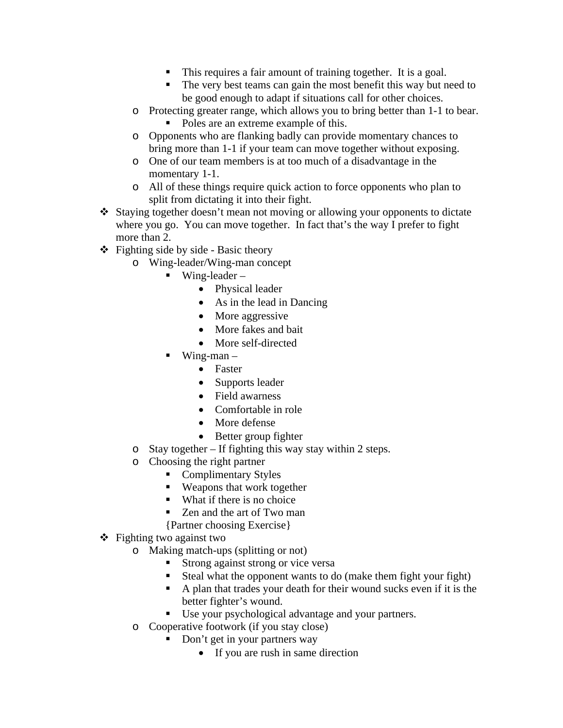- This requires a fair amount of training together.  It is a goal.
        - The very best teams can gain the most benefit this way but need to be good enough to adapt if situations call for other choices.
    - Protecting greater range, which allows you to bring better than 1-1 to bear.
        - Poles are an extreme example of this.
    - Opponents who are flanking badly can provide momentary chances to bring more than 1-1 if your team can move together without exposing.
    - One of our team members is at too much of a disadvantage in the momentary 1-1.
    - All of these things require quick action to force opponents who plan to split from dictating it into their fight.
- Staying together doesn't mean not moving or allowing your opponents to dictate where you go.  You can move together.  In fact that's the way I prefer to fight more than 2.
- Fighting side by side - Basic theory
    - Wing-leader/Wing-man concept
        - Wing-leader –
            - Physical leader
            - As in the lead in Dancing
            - More aggressive
            - More fakes and bait
            - More self-directed
        - Wing-man –
            - Faster
            - Supports leader
            - Field awarness
            - Comfortable in role
            - More defense
            - Better group fighter
    - Stay together – If fighting this way stay within 2 steps.
    - Choosing the right partner
        - Complimentary Styles
        - Weapons that work together
        - What if there is no choice
        - Zen and the art of Two man

        {Partner choosing Exercise}
- Fighting two against two
    - Making match-ups (splitting or not)
        - Strong against strong or vice versa
        - Steal what the opponent wants to do (make them fight your fight)
        - A plan that trades your death for their wound sucks even if it is the better fighter's wound.
        - Use your psychological advantage and your partners.
    - Cooperative footwork (if you stay close)
        - Don't get in your partners way
            - If you are rush in same direction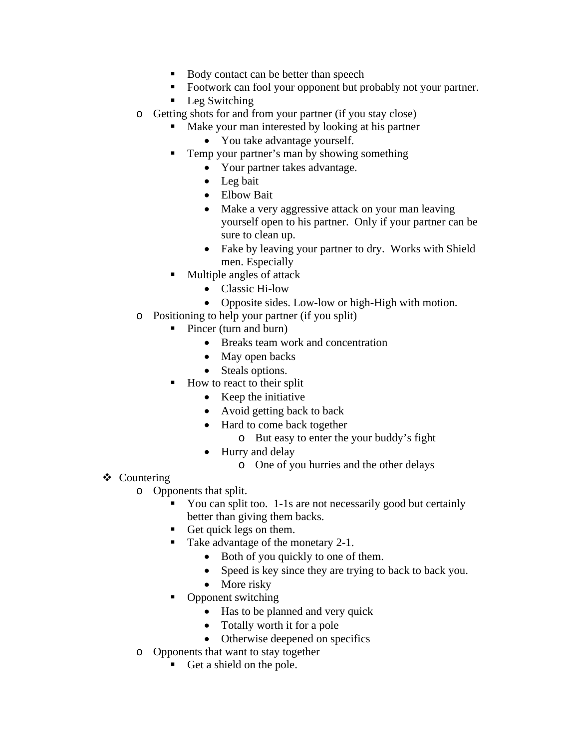- Body contact can be better than speech
        - Footwork can fool your opponent but probably not your partner.
        - Leg Switching
    - Getting shots for and from your partner (if you stay close)
        - Make your man interested by looking at his partner
            - You take advantage yourself.
        - Temp your partner's man by showing something
            - Your partner takes advantage.
            - Leg bait
            - Elbow Bait
            - Make a very aggressive attack on your man leaving yourself open to his partner.  Only if your partner can be sure to clean up.
            - Fake by leaving your partner to dry.  Works with Shield men. Especially
        - Multiple angles of attack
            - Classic Hi-low
            - Opposite sides. Low-low or high-High with motion.
    - Positioning to help your partner (if you split)
        - Pincer (turn and burn)
            - Breaks team work and concentration
            - May open backs
            - Steals options.
        - How to react to their split
            - Keep the initiative
            - Avoid getting back to back
            - Hard to come back together
                - But easy to enter the your buddy's fight
            - Hurry and delay
                - One of you hurries and the other delays
- Countering
    - Opponents that split.
        - You can split too.  1-1s are not necessarily good but certainly better than giving them backs.
        - Get quick legs on them.
        - Take advantage of the monetary 2-1.
            - Both of you quickly to one of them.
            - Speed is key since they are trying to back to back you.
            - More risky
        - Opponent switching
            - Has to be planned and very quick
            - Totally worth it for a pole
            - Otherwise deepened on specifics
    - Opponents that want to stay together
        - Get a shield on the pole.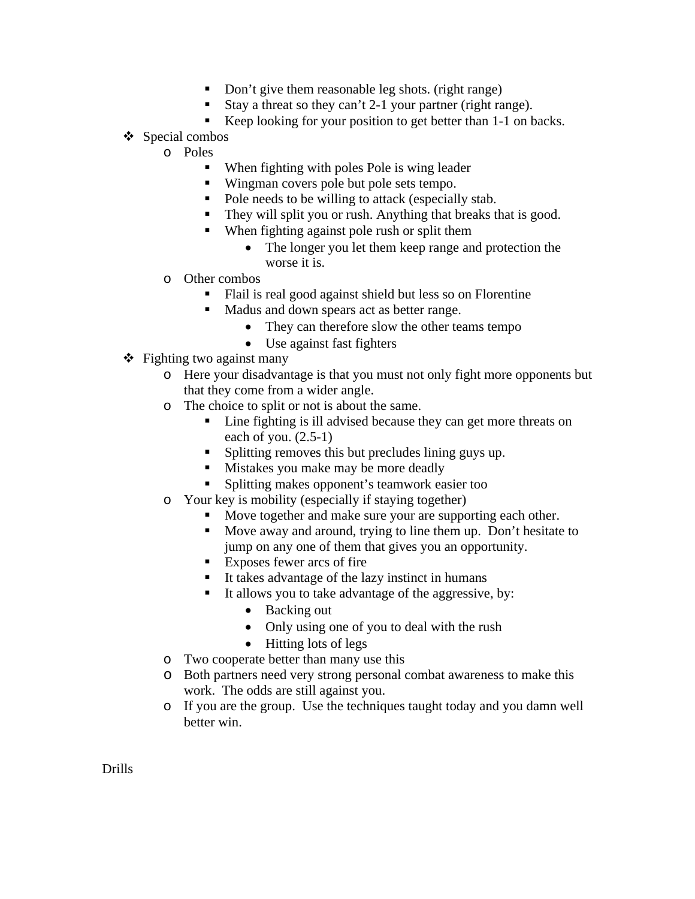- Don't give them reasonable leg shots. (right range)
        - Stay a threat so they can't 2-1 your partner (right range).
        - Keep looking for your position to get better than 1-1 on backs.

- Special combos
    - Poles
        - When fighting with poles Pole is wing leader
        - Wingman covers pole but pole sets tempo.
        - Pole needs to be willing to attack (especially stab.
        - They will split you or rush. Anything that breaks that is good.
        - When fighting against pole rush or split them
            - The longer you let them keep range and protection the worse it is.
    - Other combos
        - Flail is real good against shield but less so on Florentine
        - Madus and down spears act as better range.
            - They can therefore slow the other teams tempo
            - Use against fast fighters
- Fighting two against many
    - Here your disadvantage is that you must not only fight more opponents but that they come from a wider angle.
    - The choice to split or not is about the same.
        - Line fighting is ill advised because they can get more threats on each of you. (2.5-1)
        - Splitting removes this but precludes lining guys up.
        - Mistakes you make may be more deadly
        - Splitting makes opponent's teamwork easier too
    - Your key is mobility (especially if staying together)
        - Move together and make sure your are supporting each other.
        - Move away and around, trying to line them up. Don't hesitate to jump on any one of them that gives you an opportunity.
        - Exposes fewer arcs of fire
        - It takes advantage of the lazy instinct in humans
        - It allows you to take advantage of the aggressive, by:
            - Backing out
            - Only using one of you to deal with the rush
            - Hitting lots of legs
    - Two cooperate better than many use this
    - Both partners need very strong personal combat awareness to make this work. The odds are still against you.
    - If you are the group. Use the techniques taught today and you damn well better win.

Drills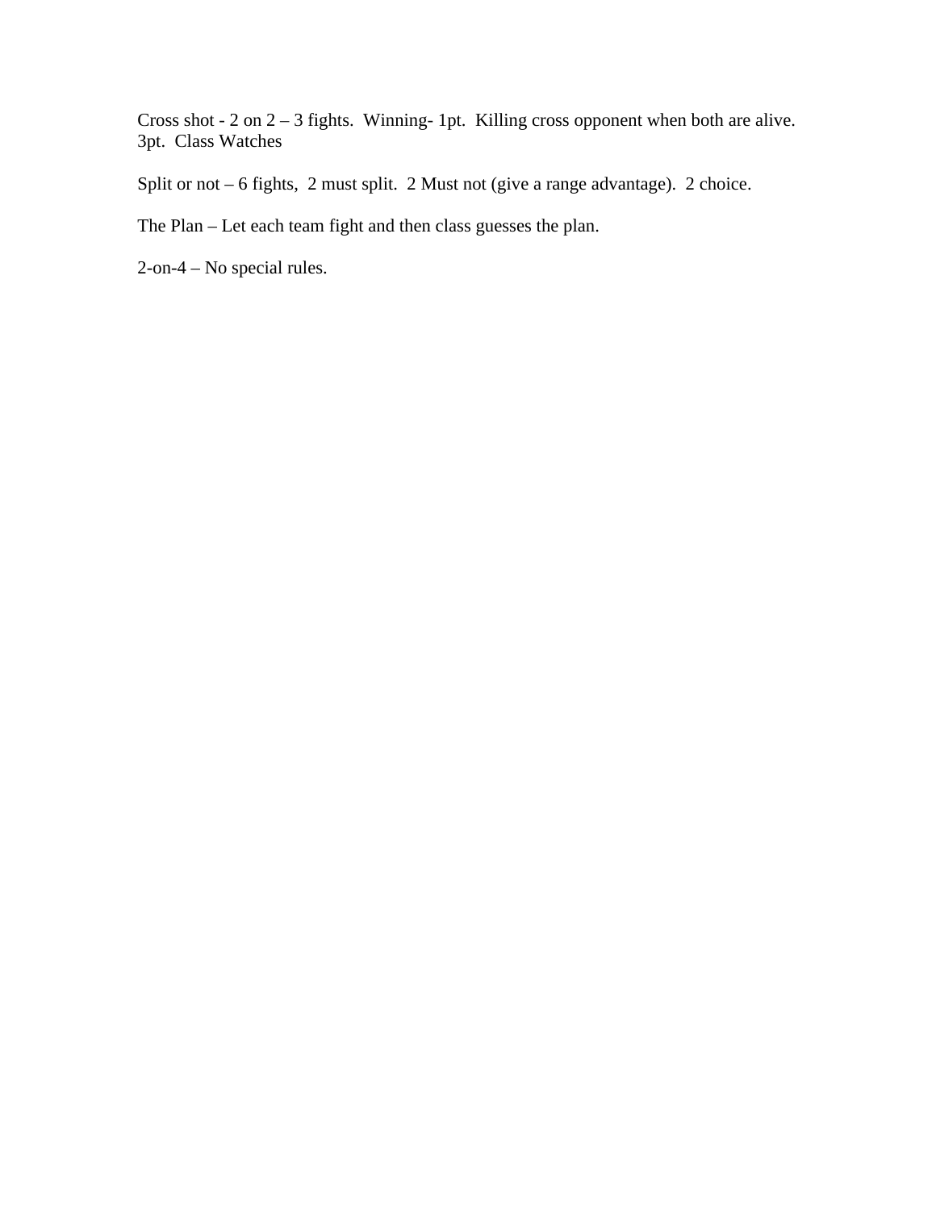Cross shot - 2 on 2 – 3 fights. Winning- 1pt. Killing cross opponent when both are alive. 3pt. Class Watches

Split or not – 6 fights, 2 must split. 2 Must not (give a range advantage). 2 choice.

The Plan – Let each team fight and then class guesses the plan.

2-on-4 – No special rules.